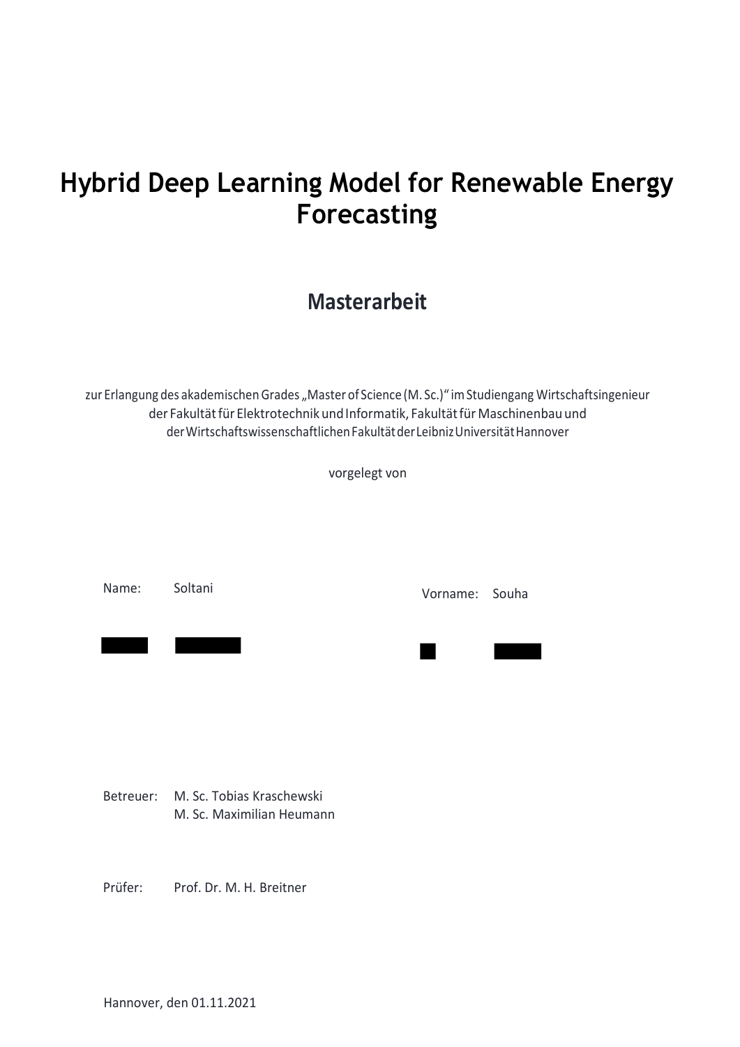# Hybrid Deep Learning Model for Renewable Energy Forecasting

## Masterarbeit

zur Erlangung des akademischen Grades „Master of Science (M. Sc.)" im Studiengang Wirtschaftsingenieur der Fakultät für Elektrotechnik und Informatik, Fakultät für Maschinenbau und der Wirtschaftswissenschaftlichen Fakultät der Leibniz Universität Hannover

vorgelegt von

Name: Soltani

Vorname: Souha

Betreuer: M. Sc. Tobias Kraschewski
M. Sc. Maximilian Heumann

Prüfer: Prof. Dr. M. H. Breitner

Hannover, den 01.11.2021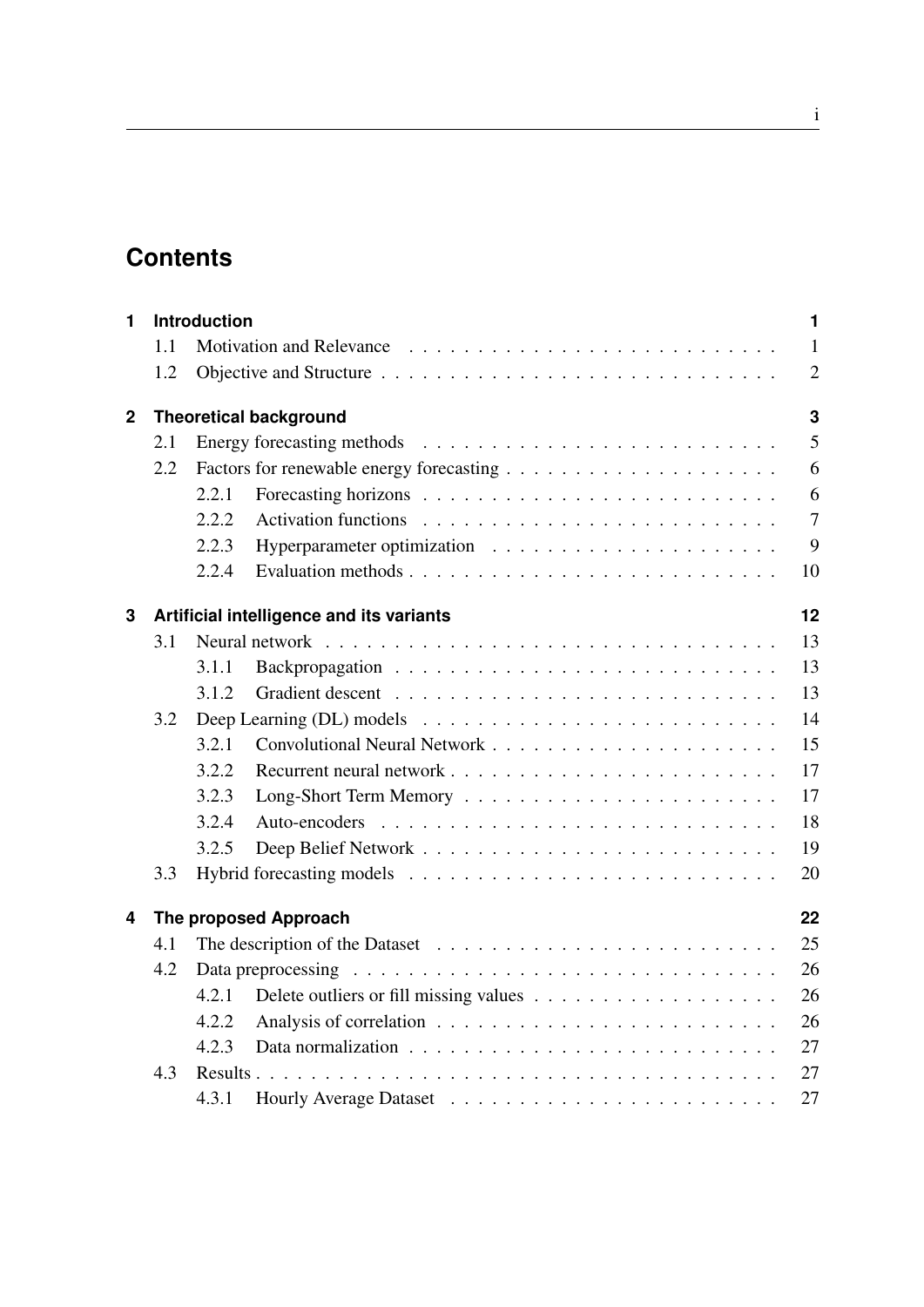# Contents

**1 Introduction** **1**

- 1.1 Motivation and Relevance . . . 1
- 1.2 Objective and Structure . . . 2

**2 Theoretical background** **3**

- 2.1 Energy forecasting methods . . . 5
- 2.2 Factors for renewable energy forecasting . . . 6
  - 2.2.1 Forecasting horizons . . . 6
  - 2.2.2 Activation functions . . . 7
  - 2.2.3 Hyperparameter optimization . . . 9
  - 2.2.4 Evaluation methods . . . 10

**3 Artificial intelligence and its variants** **12**

- 3.1 Neural network . . . 13
  - 3.1.1 Backpropagation . . . 13
  - 3.1.2 Gradient descent . . . 13
- 3.2 Deep Learning (DL) models . . . 14
  - 3.2.1 Convolutional Neural Network . . . 15
  - 3.2.2 Recurrent neural network . . . 17
  - 3.2.3 Long-Short Term Memory . . . 17
  - 3.2.4 Auto-encoders . . . 18
  - 3.2.5 Deep Belief Network . . . 19
- 3.3 Hybrid forecasting models . . . 20

**4 The proposed Approach** **22**

- 4.1 The description of the Dataset . . . 25
- 4.2 Data preprocessing . . . 26
  - 4.2.1 Delete outliers or fill missing values . . . 26
  - 4.2.2 Analysis of correlation . . . 26
  - 4.2.3 Data normalization . . . 27
- 4.3 Results . . . 27
  - 4.3.1 Hourly Average Dataset . . . 27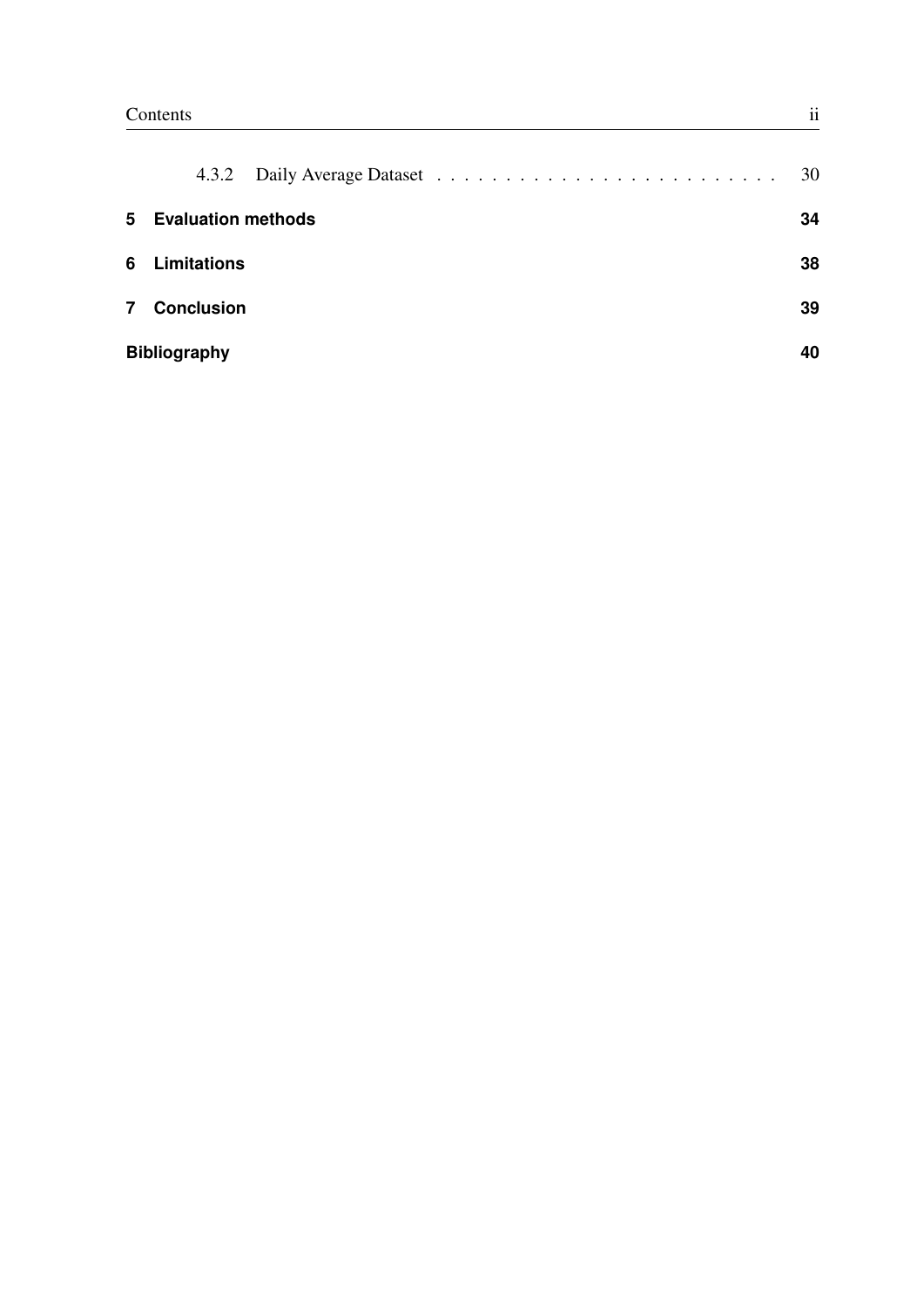4.3.2 Daily Average Dataset . . . . . . . . . . . . . . . . . . . . . . . . . 30

**5 Evaluation methods** **34**

**6 Limitations** **38**

**7 Conclusion** **39**

**Bibliography** **40**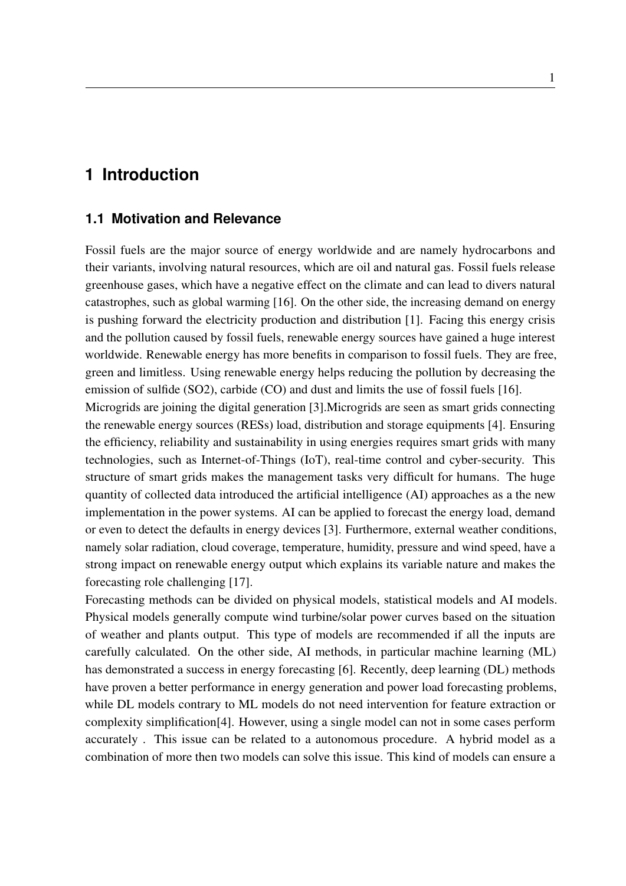# 1 Introduction

## 1.1 Motivation and Relevance

Fossil fuels are the major source of energy worldwide and are namely hydrocarbons and their variants, involving natural resources, which are oil and natural gas. Fossil fuels release greenhouse gases, which have a negative effect on the climate and can lead to divers natural catastrophes, such as global warming [16]. On the other side, the increasing demand on energy is pushing forward the electricity production and distribution [1]. Facing this energy crisis and the pollution caused by fossil fuels, renewable energy sources have gained a huge interest worldwide. Renewable energy has more benefits in comparison to fossil fuels. They are free, green and limitless. Using renewable energy helps reducing the pollution by decreasing the emission of sulfide (SO2), carbide (CO) and dust and limits the use of fossil fuels [16].

Microgrids are joining the digital generation [3].Microgrids are seen as smart grids connecting the renewable energy sources (RESs) load, distribution and storage equipments [4]. Ensuring the efficiency, reliability and sustainability in using energies requires smart grids with many technologies, such as Internet-of-Things (IoT), real-time control and cyber-security. This structure of smart grids makes the management tasks very difficult for humans. The huge quantity of collected data introduced the artificial intelligence (AI) approaches as a the new implementation in the power systems. AI can be applied to forecast the energy load, demand or even to detect the defaults in energy devices [3]. Furthermore, external weather conditions, namely solar radiation, cloud coverage, temperature, humidity, pressure and wind speed, have a strong impact on renewable energy output which explains its variable nature and makes the forecasting role challenging [17].

Forecasting methods can be divided on physical models, statistical models and AI models. Physical models generally compute wind turbine/solar power curves based on the situation of weather and plants output. This type of models are recommended if all the inputs are carefully calculated. On the other side, AI methods, in particular machine learning (ML) has demonstrated a success in energy forecasting [6]. Recently, deep learning (DL) methods have proven a better performance in energy generation and power load forecasting problems, while DL models contrary to ML models do not need intervention for feature extraction or complexity simplification[4]. However, using a single model can not in some cases perform accurately . This issue can be related to a autonomous procedure. A hybrid model as a combination of more then two models can solve this issue. This kind of models can ensure a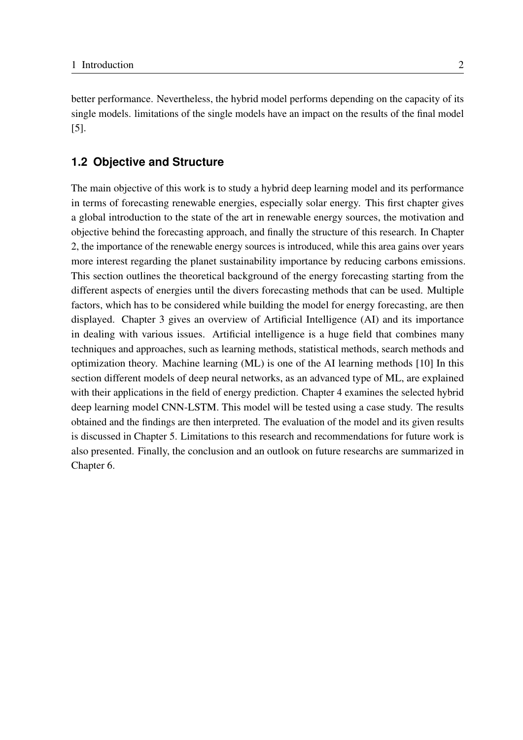better performance. Nevertheless, the hybrid model performs depending on the capacity of its single models. limitations of the single models have an impact on the results of the final model [5].

## 1.2 Objective and Structure

The main objective of this work is to study a hybrid deep learning model and its performance in terms of forecasting renewable energies, especially solar energy. This first chapter gives a global introduction to the state of the art in renewable energy sources, the motivation and objective behind the forecasting approach, and finally the structure of this research. In Chapter 2, the importance of the renewable energy sources is introduced, while this area gains over years more interest regarding the planet sustainability importance by reducing carbons emissions. This section outlines the theoretical background of the energy forecasting starting from the different aspects of energies until the divers forecasting methods that can be used. Multiple factors, which has to be considered while building the model for energy forecasting, are then displayed. Chapter 3 gives an overview of Artificial Intelligence (AI) and its importance in dealing with various issues. Artificial intelligence is a huge field that combines many techniques and approaches, such as learning methods, statistical methods, search methods and optimization theory. Machine learning (ML) is one of the AI learning methods [10] In this section different models of deep neural networks, as an advanced type of ML, are explained with their applications in the field of energy prediction. Chapter 4 examines the selected hybrid deep learning model CNN-LSTM. This model will be tested using a case study. The results obtained and the findings are then interpreted. The evaluation of the model and its given results is discussed in Chapter 5. Limitations to this research and recommendations for future work is also presented. Finally, the conclusion and an outlook on future researchs are summarized in Chapter 6.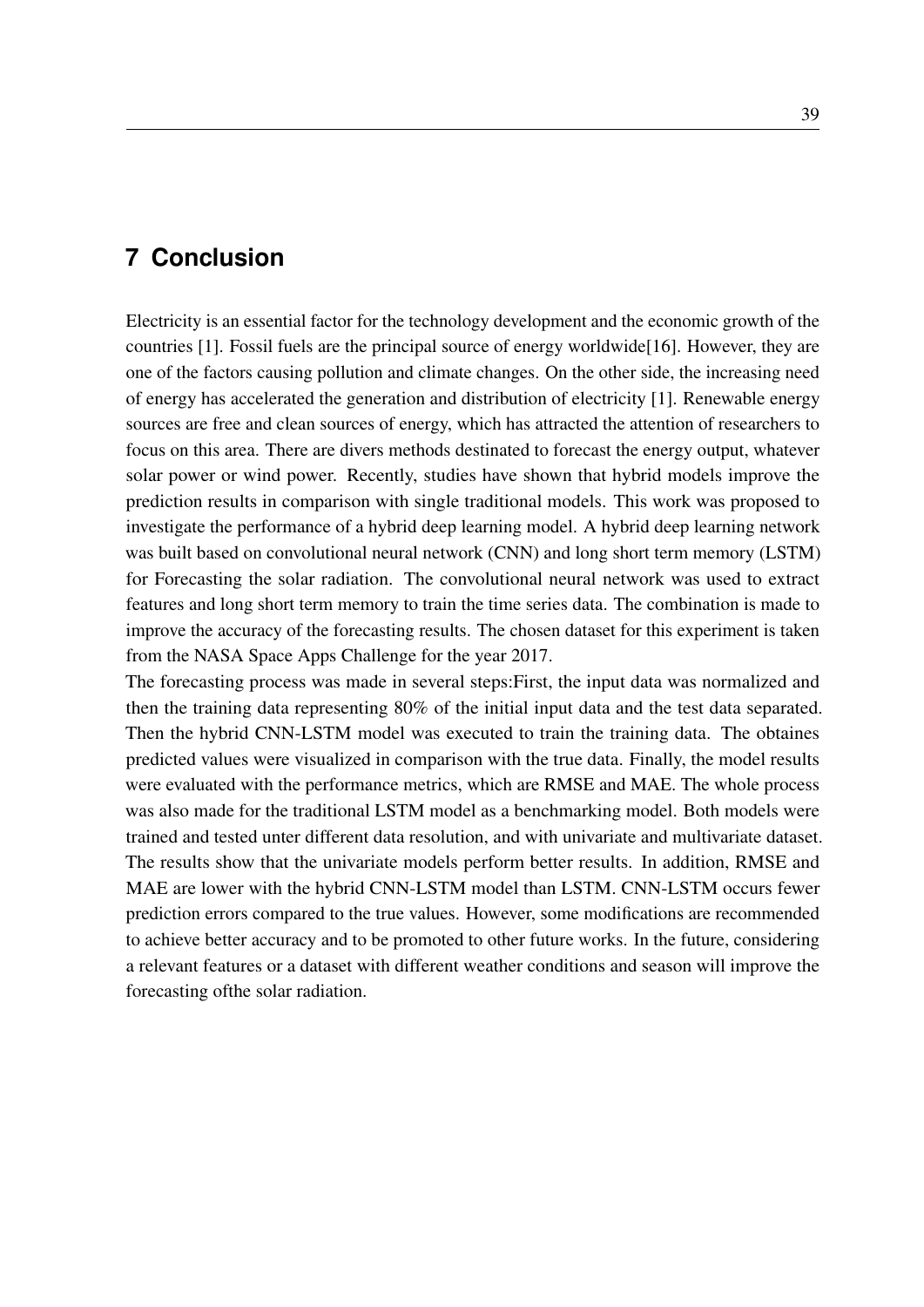# 7 Conclusion

Electricity is an essential factor for the technology development and the economic growth of the countries [1]. Fossil fuels are the principal source of energy worldwide[16]. However, they are one of the factors causing pollution and climate changes. On the other side, the increasing need of energy has accelerated the generation and distribution of electricity [1]. Renewable energy sources are free and clean sources of energy, which has attracted the attention of researchers to focus on this area. There are divers methods destinated to forecast the energy output, whatever solar power or wind power. Recently, studies have shown that hybrid models improve the prediction results in comparison with single traditional models. This work was proposed to investigate the performance of a hybrid deep learning model. A hybrid deep learning network was built based on convolutional neural network (CNN) and long short term memory (LSTM) for Forecasting the solar radiation. The convolutional neural network was used to extract features and long short term memory to train the time series data. The combination is made to improve the accuracy of the forecasting results. The chosen dataset for this experiment is taken from the NASA Space Apps Challenge for the year 2017.

The forecasting process was made in several steps:First, the input data was normalized and then the training data representing 80% of the initial input data and the test data separated. Then the hybrid CNN-LSTM model was executed to train the training data. The obtaines predicted values were visualized in comparison with the true data. Finally, the model results were evaluated with the performance metrics, which are RMSE and MAE. The whole process was also made for the traditional LSTM model as a benchmarking model. Both models were trained and tested unter different data resolution, and with univariate and multivariate dataset. The results show that the univariate models perform better results. In addition, RMSE and MAE are lower with the hybrid CNN-LSTM model than LSTM. CNN-LSTM occurs fewer prediction errors compared to the true values. However, some modifications are recommended to achieve better accuracy and to be promoted to other future works. In the future, considering a relevant features or a dataset with different weather conditions and season will improve the forecasting ofthe solar radiation.